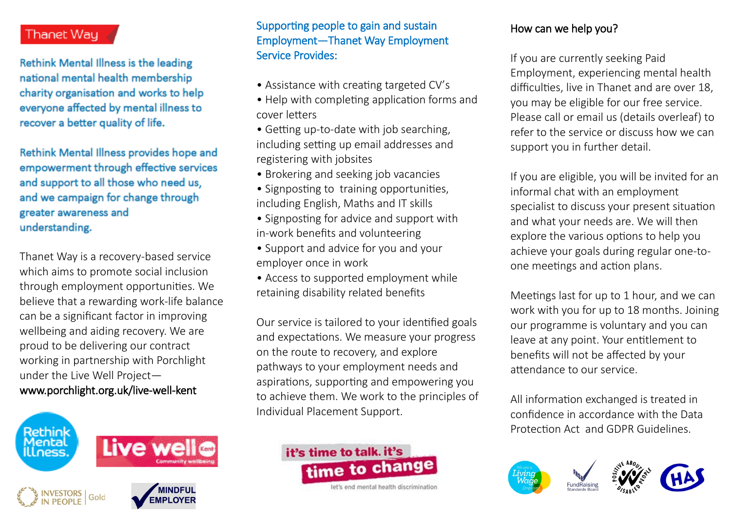## Thanet Way

**Rethink Mental Illness is the leading national mental health membership charity organisation and works to help everyone affected by mental illness to recover a better quality of life.**

**Rethink Mental Illness provides hope and empowerment through effective services and support to all those who need us, and we campaign for change through greater awareness and understanding.**

Thanet Way is a recovery-based service which aims to promote social inclusion through employment opportunities. We believe that a rewarding work-life balance can be a significant factor in improving wellbeing and aiding recovery. We are proud to be delivering our contract working in partnership with Porchlight under the Live Well Project—www.porchlight.org.uk/live-well-kent

## Supporting people to gain and sustain Employment—Thanet Way Employment Service Provides:

- Assistance with creating targeted CV's
- Help with completing application forms and cover letters
- Getting up-to-date with job searching, including setting up email addresses and registering with jobsites
- Brokering and seeking job vacancies
- Signposting to training opportunities, including English, Maths and IT skills
- Signposting for advice and support with in-work benefits and volunteering
- Support and advice for you and your employer once in work
- Access to supported employment while retaining disability related benefits

Our service is tailored to your identified goals and expectations. We measure your progress on the route to recovery, and explore pathways to your employment needs and aspirations, supporting and empowering you to achieve them. We work to the principles of Individual Placement Support.

it's time to talk. it's time to change
let's end mental health discrimination

## How can we help you?

If you are currently seeking Paid Employment, experiencing mental health difficulties, live in Thanet and are over 18, you may be eligible for our free service. Please call or email us (details overleaf) to refer to the service or discuss how we can support you in further detail.

If you are eligible, you will be invited for an informal chat with an employment specialist to discuss your present situation and what your needs are. We will then explore the various options to help you achieve your goals during regular one-to-one meetings and action plans.

Meetings last for up to 1 hour, and we can work with you for up to 18 months. Joining our programme is voluntary and you can leave at any point. Your entitlement to benefits will not be affected by your attendance to our service.

All information exchanged is treated in confidence in accordance with the Data Protection Act and GDPR Guidelines.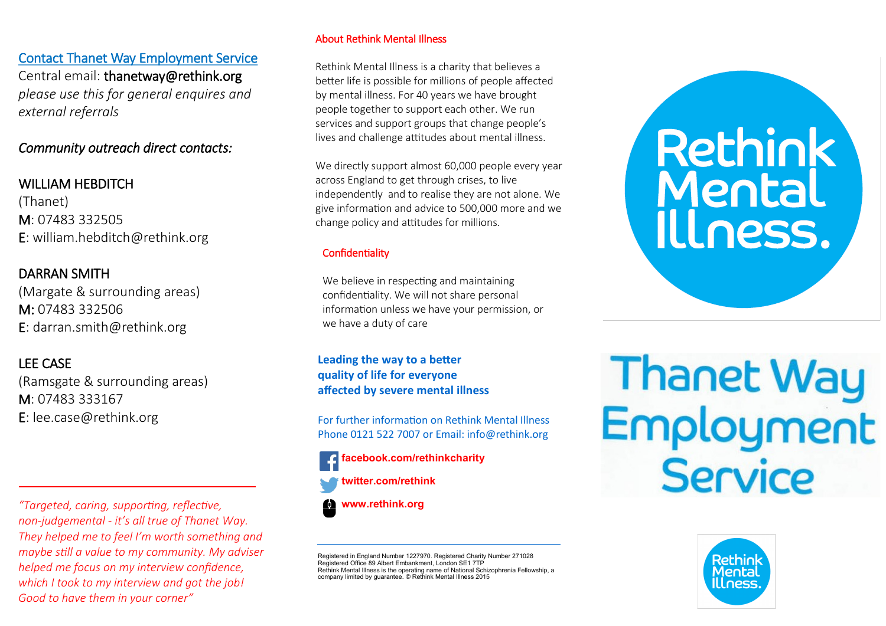## Contact Thanet Way Employment Service

Central email: **thanetway@rethink.org**
*please use this for general enquires and external referrals*

*Community outreach direct contacts:*

WILLIAM HEBDITCH
(Thanet)
M: 07483 332505
E: william.hebditch@rethink.org

DARRAN SMITH
(Margate & surrounding areas)
M: 07483 332506
E: darran.smith@rethink.org

LEE CASE
(Ramsgate & surrounding areas)
M: 07483 333167
E: lee.case@rethink.org

---

*"Targeted, caring, supporting, reflective, non-judgemental - it's all true of Thanet Way. They helped me to feel I'm worth something and maybe still a value to my community. My adviser helped me focus on my interview confidence, which I took to my interview and got the job! Good to have them in your corner"*

### About Rethink Mental Illness

Rethink Mental Illness is a charity that believes a better life is possible for millions of people affected by mental illness. For 40 years we have brought people together to support each other. We run services and support groups that change people's lives and challenge attitudes about mental illness.

We directly support almost 60,000 people every year across England to get through crises, to live independently and to realise they are not alone. We give information and advice to 500,000 more and we change policy and attitudes for millions.

### Confidentiality

We believe in respecting and maintaining confidentiality. We will not share personal information unless we have your permission, or we have a duty of care

**Leading the way to a better quality of life for everyone affected by severe mental illness**

For further information on Rethink Mental Illness
Phone 0121 522 7007 or Email: info@rethink.org

**facebook.com/rethinkcharity**

**twitter.com/rethink**

**www.rethink.org**

---

Registered in England Number 1227970. Registered Charity Number 271028
Registered Office 89 Albert Embankment, London SE1 7TP
Rethink Mental Illness is the operating name of National Schizophrenia Fellowship, a company limited by guarantee. © Rethink Mental Illness 2015

Rethink Mental Illness.

# Thanet Way Employment Service

Rethink Mental Illness.